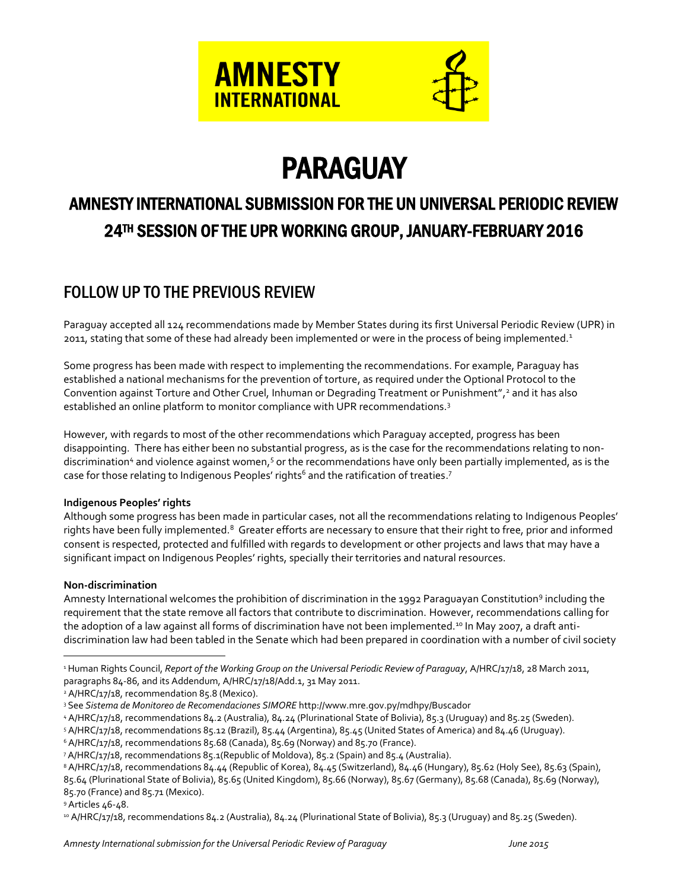AMNESTY INTERNATIONAL

# PARAGUAY

## AMNESTY INTERNATIONAL SUBMISSION FOR THE UN UNIVERSAL PERIODIC REVIEW 24TH SESSION OF THE UPR WORKING GROUP, JANUARY-FEBRUARY 2016

## FOLLOW UP TO THE PREVIOUS REVIEW

Paraguay accepted all 124 recommendations made by Member States during its first Universal Periodic Review (UPR) in 2011, stating that some of these had already been implemented or were in the process of being implemented.[1]

Some progress has been made with respect to implementing the recommendations. For example, Paraguay has established a national mechanisms for the prevention of torture, as required under the Optional Protocol to the Convention against Torture and Other Cruel, Inhuman or Degrading Treatment or Punishment",[2] and it has also established an online platform to monitor compliance with UPR recommendations.[3]

However, with regards to most of the other recommendations which Paraguay accepted, progress has been disappointing. There has either been no substantial progress, as is the case for the recommendations relating to non-discrimination[4] and violence against women,[5] or the recommendations have only been partially implemented, as is the case for those relating to Indigenous Peoples' rights[6] and the ratification of treaties.[7]

**Indigenous Peoples' rights**

Although some progress has been made in particular cases, not all the recommendations relating to Indigenous Peoples' rights have been fully implemented.[8] Greater efforts are necessary to ensure that their right to free, prior and informed consent is respected, protected and fulfilled with regards to development or other projects and laws that may have a significant impact on Indigenous Peoples' rights, specially their territories and natural resources.

**Non-discrimination**

Amnesty International welcomes the prohibition of discrimination in the 1992 Paraguayan Constitution[9] including the requirement that the state remove all factors that contribute to discrimination. However, recommendations calling for the adoption of a law against all forms of discrimination have not been implemented.[10] In May 2007, a draft anti-discrimination law had been tabled in the Senate which had been prepared in coordination with a number of civil society

---

[1] Human Rights Council, *Report of the Working Group on the Universal Periodic Review of Paraguay*, A/HRC/17/18, 28 March 2011, paragraphs 84-86, and its Addendum, A/HRC/17/18/Add.1, 31 May 2011.

[2] A/HRC/17/18, recommendation 85.8 (Mexico).

[3] See *Sistema de Monitoreo de Recomendaciones SIMORE* http://www.mre.gov.py/mdhpy/Buscador

[4] A/HRC/17/18, recommendations 84.2 (Australia), 84.24 (Plurinational State of Bolivia), 85.3 (Uruguay) and 85.25 (Sweden).

[5] A/HRC/17/18, recommendations 85.12 (Brazil), 85.44 (Argentina), 85.45 (United States of America) and 84.46 (Uruguay).

[6] A/HRC/17/18, recommendations 85.68 (Canada), 85.69 (Norway) and 85.70 (France).

[7] A/HRC/17/18, recommendations 85.1(Republic of Moldova), 85.2 (Spain) and 85.4 (Australia).

[8] A/HRC/17/18, recommendations 84.44 (Republic of Korea), 84.45 (Switzerland), 84.46 (Hungary), 85.62 (Holy See), 85.63 (Spain), 85.64 (Plurinational State of Bolivia), 85.65 (United Kingdom), 85.66 (Norway), 85.67 (Germany), 85.68 (Canada), 85.69 (Norway), 85.70 (France) and 85.71 (Mexico).

[9] Articles 46-48.

[10] A/HRC/17/18, recommendations 84.2 (Australia), 84.24 (Plurinational State of Bolivia), 85.3 (Uruguay) and 85.25 (Sweden).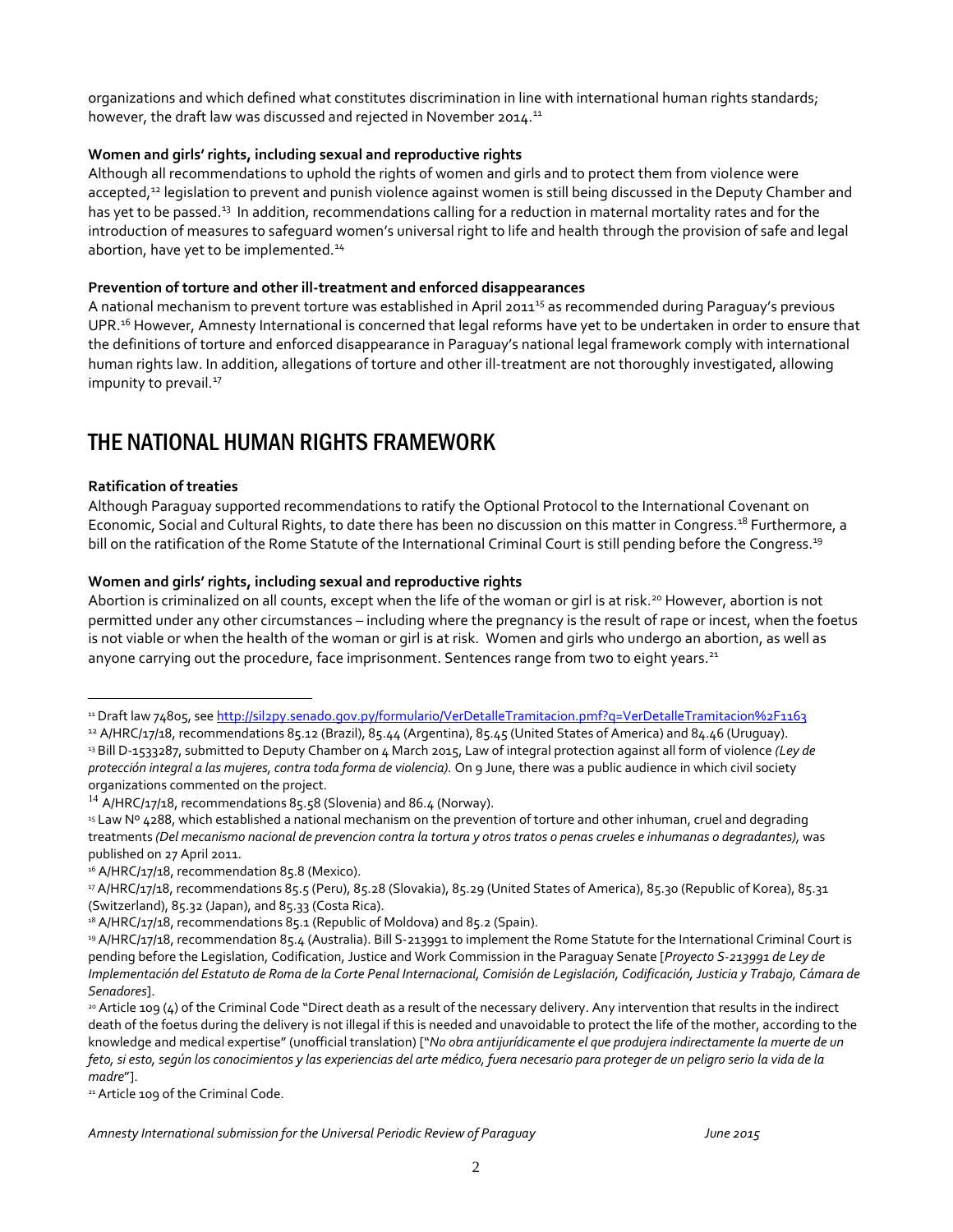organizations and which defined what constitutes discrimination in line with international human rights standards; however, the draft law was discussed and rejected in November 2014.[11]

**Women and girls' rights, including sexual and reproductive rights**

Although all recommendations to uphold the rights of women and girls and to protect them from violence were accepted,[12] legislation to prevent and punish violence against women is still being discussed in the Deputy Chamber and has yet to be passed.[13] In addition, recommendations calling for a reduction in maternal mortality rates and for the introduction of measures to safeguard women's universal right to life and health through the provision of safe and legal abortion, have yet to be implemented.[14]

**Prevention of torture and other ill-treatment and enforced disappearances**

A national mechanism to prevent torture was established in April 2011[15] as recommended during Paraguay's previous UPR.[16] However, Amnesty International is concerned that legal reforms have yet to be undertaken in order to ensure that the definitions of torture and enforced disappearance in Paraguay's national legal framework comply with international human rights law. In addition, allegations of torture and other ill-treatment are not thoroughly investigated, allowing impunity to prevail.[17]

## THE NATIONAL HUMAN RIGHTS FRAMEWORK

**Ratification of treaties**

Although Paraguay supported recommendations to ratify the Optional Protocol to the International Covenant on Economic, Social and Cultural Rights, to date there has been no discussion on this matter in Congress.[18] Furthermore, a bill on the ratification of the Rome Statute of the International Criminal Court is still pending before the Congress.[19]

**Women and girls' rights, including sexual and reproductive rights**

Abortion is criminalized on all counts, except when the life of the woman or girl is at risk.[20] However, abortion is not permitted under any other circumstances – including where the pregnancy is the result of rape or incest, when the foetus is not viable or when the health of the woman or girl is at risk. Women and girls who undergo an abortion, as well as anyone carrying out the procedure, face imprisonment. Sentences range from two to eight years.[21]

---

[11] Draft law 74805, see http://sil2py.senado.gov.py/formulario/VerDetalleTramitacion.pmf?q=VerDetalleTramitacion%2F1163

[12] A/HRC/17/18, recommendations 85.12 (Brazil), 85.44 (Argentina), 85.45 (United States of America) and 84.46 (Uruguay).

[13] Bill D-1533287, submitted to Deputy Chamber on 4 March 2015, Law of integral protection against all form of violence *(Ley de protección integral a las mujeres, contra toda forma de violencia).* On 9 June, there was a public audience in which civil society organizations commented on the project.

[14] A/HRC/17/18, recommendations 85.58 (Slovenia) and 86.4 (Norway).

[15] Law Nº 4288, which established a national mechanism on the prevention of torture and other inhuman, cruel and degrading treatments *(Del mecanismo nacional de prevencion contra la tortura y otros tratos o penas crueles e inhumanas o degradantes),* was published on 27 April 2011.

[16] A/HRC/17/18, recommendation 85.8 (Mexico).

[17] A/HRC/17/18, recommendations 85.5 (Peru), 85.28 (Slovakia), 85.29 (United States of America), 85.30 (Republic of Korea), 85.31 (Switzerland), 85.32 (Japan), and 85.33 (Costa Rica).

[18] A/HRC/17/18, recommendations 85.1 (Republic of Moldova) and 85.2 (Spain).

[19] A/HRC/17/18, recommendation 85.4 (Australia). Bill S-213991 to implement the Rome Statute for the International Criminal Court is pending before the Legislation, Codification, Justice and Work Commission in the Paraguay Senate [*Proyecto S-213991 de Ley de Implementación del Estatuto de Roma de la Corte Penal Internacional, Comisión de Legislación, Codificación, Justicia y Trabajo, Cámara de Senadores*].

[20] Article 109 (4) of the Criminal Code "Direct death as a result of the necessary delivery. Any intervention that results in the indirect death of the foetus during the delivery is not illegal if this is needed and unavoidable to protect the life of the mother, according to the knowledge and medical expertise" (unofficial translation) ["*No obra antijurídicamente el que produjera indirectamente la muerte de un feto, si esto, según los conocimientos y las experiencias del arte médico, fuera necesario para proteger de un peligro serio la vida de la madre*"].

[21] Article 109 of the Criminal Code.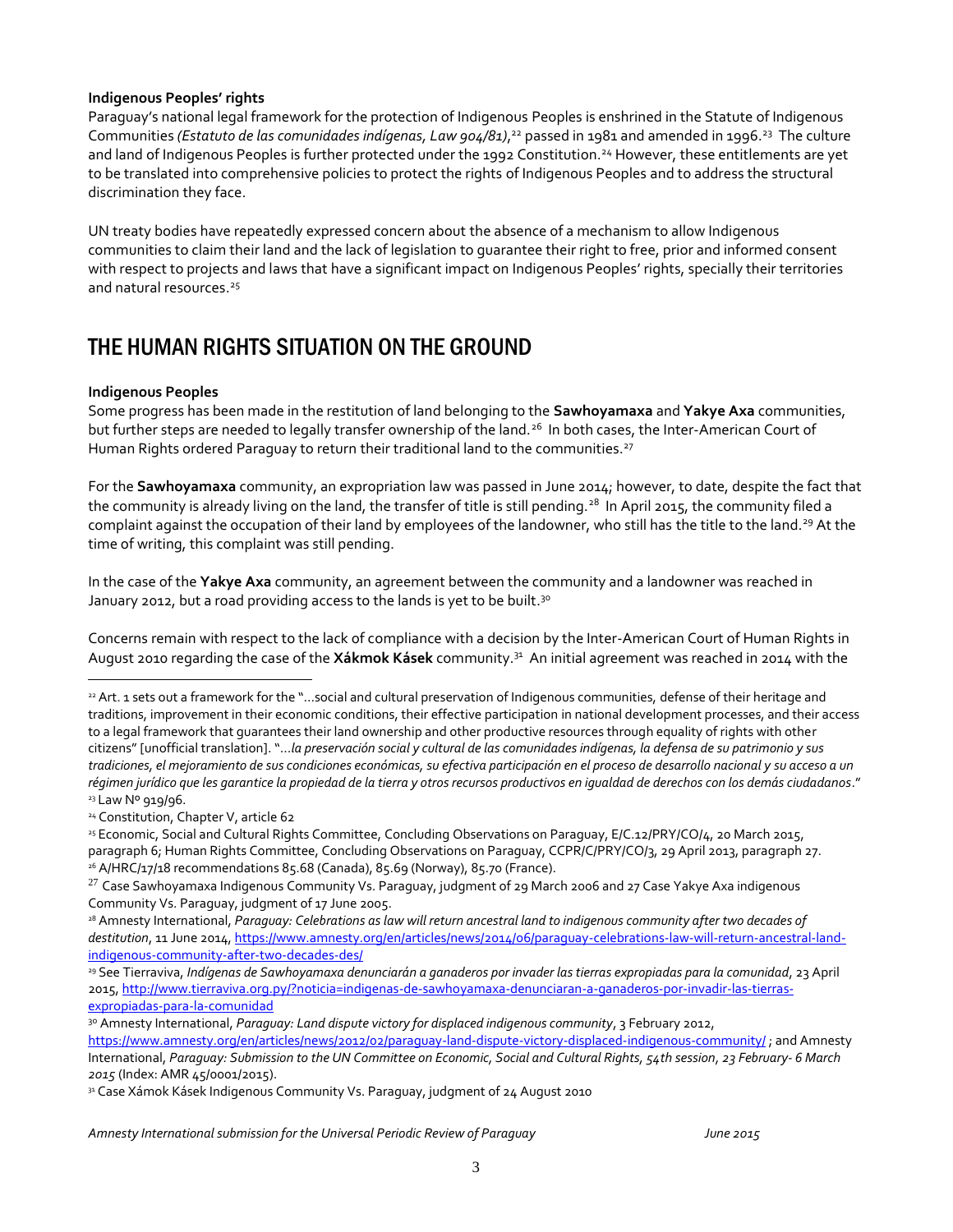**Indigenous Peoples' rights**

Paraguay's national legal framework for the protection of Indigenous Peoples is enshrined in the Statute of Indigenous Communities *(Estatuto de las comunidades indígenas, Law 904/81)*,[22] passed in 1981 and amended in 1996.[23] The culture and land of Indigenous Peoples is further protected under the 1992 Constitution.[24] However, these entitlements are yet to be translated into comprehensive policies to protect the rights of Indigenous Peoples and to address the structural discrimination they face.

UN treaty bodies have repeatedly expressed concern about the absence of a mechanism to allow Indigenous communities to claim their land and the lack of legislation to guarantee their right to free, prior and informed consent with respect to projects and laws that have a significant impact on Indigenous Peoples' rights, specially their territories and natural resources.[25]

## THE HUMAN RIGHTS SITUATION ON THE GROUND

**Indigenous Peoples**

Some progress has been made in the restitution of land belonging to the **Sawhoyamaxa** and **Yakye Axa** communities, but further steps are needed to legally transfer ownership of the land.[26] In both cases, the Inter-American Court of Human Rights ordered Paraguay to return their traditional land to the communities.[27]

For the **Sawhoyamaxa** community, an expropriation law was passed in June 2014; however, to date, despite the fact that the community is already living on the land, the transfer of title is still pending.[28] In April 2015, the community filed a complaint against the occupation of their land by employees of the landowner, who still has the title to the land.[29] At the time of writing, this complaint was still pending.

In the case of the **Yakye Axa** community, an agreement between the community and a landowner was reached in January 2012, but a road providing access to the lands is yet to be built.[30]

Concerns remain with respect to the lack of compliance with a decision by the Inter-American Court of Human Rights in August 2010 regarding the case of the **Xákmok Kásek** community.[31] An initial agreement was reached in 2014 with the

---

[22] Art. 1 sets out a framework for the "…social and cultural preservation of Indigenous communities, defense of their heritage and traditions, improvement in their economic conditions, their effective participation in national development processes, and their access to a legal framework that guarantees their land ownership and other productive resources through equality of rights with other citizens" [unofficial translation]. "…*la preservación social y cultural de las comunidades indígenas, la defensa de su patrimonio y sus tradiciones, el mejoramiento de sus condiciones económicas, su efectiva participación en el proceso de desarrollo nacional y su acceso a un régimen jurídico que les garantice la propiedad de la tierra y otros recursos productivos en igualdad de derechos con los demás ciudadanos*."

[23] Law Nº 919/96.

[24] Constitution, Chapter V, article 62

[25] Economic, Social and Cultural Rights Committee, Concluding Observations on Paraguay, E/C.12/PRY/CO/4, 20 March 2015, paragraph 6; Human Rights Committee, Concluding Observations on Paraguay, CCPR/C/PRY/CO/3, 29 April 2013, paragraph 27.

[26] A/HRC/17/18 recommendations 85.68 (Canada), 85.69 (Norway), 85.70 (France).

[27] Case Sawhoyamaxa Indigenous Community Vs. Paraguay, judgment of 29 March 2006 and 27 Case Yakye Axa indigenous Community Vs. Paraguay, judgment of 17 June 2005.

[28] Amnesty International, *Paraguay: Celebrations as law will return ancestral land to indigenous community after two decades of destitution*, 11 June 2014, https://www.amnesty.org/en/articles/news/2014/06/paraguay-celebrations-law-will-return-ancestral-land-indigenous-community-after-two-decades-des/

[29] See Tierraviva, *Indígenas de Sawhoyamaxa denunciarán a ganaderos por invader las tierras expropiadas para la comunidad*, 23 April 2015, http://www.tierraviva.org.py/?noticia=indigenas-de-sawhoyamaxa-denunciaran-a-ganaderos-por-invadir-las-tierras-expropiadas-para-la-comunidad

[30] Amnesty International, *Paraguay: Land dispute victory for displaced indigenous community*, 3 February 2012, https://www.amnesty.org/en/articles/news/2012/02/paraguay-land-dispute-victory-displaced-indigenous-community/ ; and Amnesty International, *Paraguay: Submission to the UN Committee on Economic, Social and Cultural Rights, 54th session, 23 February- 6 March 2015* (Index: AMR 45/0001/2015).

[31] Case Xámok Kásek Indigenous Community Vs. Paraguay, judgment of 24 August 2010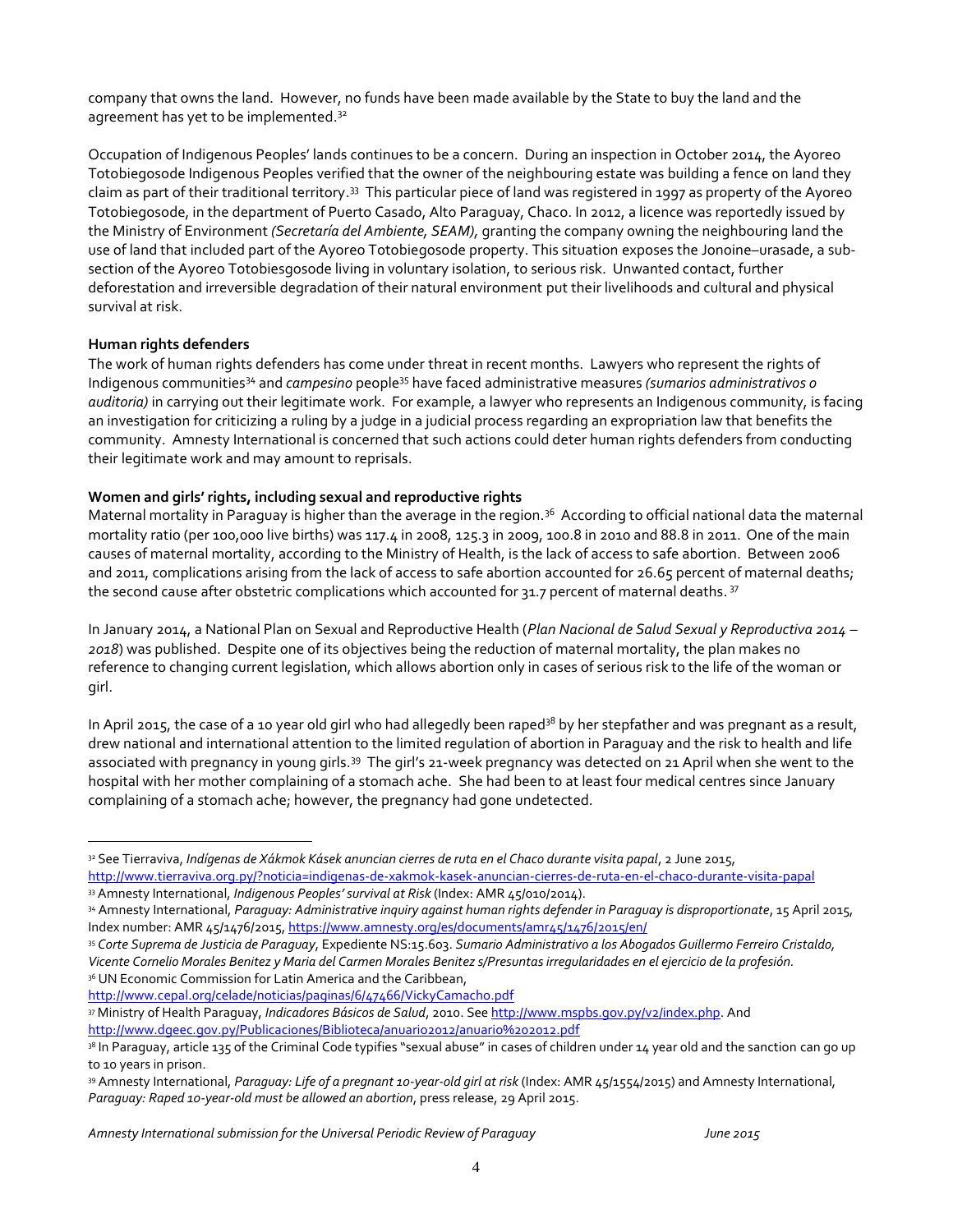company that owns the land. However, no funds have been made available by the State to buy the land and the agreement has yet to be implemented.[32]

Occupation of Indigenous Peoples' lands continues to be a concern. During an inspection in October 2014, the Ayoreo Totobiegosode Indigenous Peoples verified that the owner of the neighbouring estate was building a fence on land they claim as part of their traditional territory.[33] This particular piece of land was registered in 1997 as property of the Ayoreo Totobiegosode, in the department of Puerto Casado, Alto Paraguay, Chaco. In 2012, a licence was reportedly issued by the Ministry of Environment *(Secretaría del Ambiente, SEAM)*, granting the company owning the neighbouring land the use of land that included part of the Ayoreo Totobiegosode property. This situation exposes the Jonoine–urasade, a sub-section of the Ayoreo Totobiesgosode living in voluntary isolation, to serious risk. Unwanted contact, further deforestation and irreversible degradation of their natural environment put their livelihoods and cultural and physical survival at risk.

**Human rights defenders**

The work of human rights defenders has come under threat in recent months. Lawyers who represent the rights of Indigenous communities[34] and *campesino* people[35] have faced administrative measures *(sumarios administrativos o auditoria)* in carrying out their legitimate work. For example, a lawyer who represents an Indigenous community, is facing an investigation for criticizing a ruling by a judge in a judicial process regarding an expropriation law that benefits the community. Amnesty International is concerned that such actions could deter human rights defenders from conducting their legitimate work and may amount to reprisals.

**Women and girls' rights, including sexual and reproductive rights**

Maternal mortality in Paraguay is higher than the average in the region.[36] According to official national data the maternal mortality ratio (per 100,000 live births) was 117.4 in 2008, 125.3 in 2009, 100.8 in 2010 and 88.8 in 2011. One of the main causes of maternal mortality, according to the Ministry of Health, is the lack of access to safe abortion. Between 2006 and 2011, complications arising from the lack of access to safe abortion accounted for 26.65 percent of maternal deaths; the second cause after obstetric complications which accounted for 31.7 percent of maternal deaths.[37]

In January 2014, a National Plan on Sexual and Reproductive Health (*Plan Nacional de Salud Sexual y Reproductiva 2014 – 2018*) was published. Despite one of its objectives being the reduction of maternal mortality, the plan makes no reference to changing current legislation, which allows abortion only in cases of serious risk to the life of the woman or girl.

In April 2015, the case of a 10 year old girl who had allegedly been raped[38] by her stepfather and was pregnant as a result, drew national and international attention to the limited regulation of abortion in Paraguay and the risk to health and life associated with pregnancy in young girls.[39] The girl's 21-week pregnancy was detected on 21 April when she went to the hospital with her mother complaining of a stomach ache. She had been to at least four medical centres since January complaining of a stomach ache; however, the pregnancy had gone undetected.

---

[32] See Tierraviva, *Indígenas de Xákmok Kásek anuncian cierres de ruta en el Chaco durante visita papal*, 2 June 2015, http://www.tierraviva.org.py/?noticia=indigenas-de-xakmok-kasek-anuncian-cierres-de-ruta-en-el-chaco-durante-visita-papal

[33] Amnesty International, *Indigenous Peoples' survival at Risk* (Index: AMR 45/010/2014).

[34] Amnesty International, *Paraguay: Administrative inquiry against human rights defender in Paraguay is disproportionate*, 15 April 2015, Index number: AMR 45/1476/2015, https://www.amnesty.org/es/documents/amr45/1476/2015/en/

[35] *Corte Suprema de Justicia de Paraguay*, Expediente NS:15.603. *Sumario Administrativo a los Abogados Guillermo Ferreiro Cristaldo, Vicente Cornelio Morales Benitez y Maria del Carmen Morales Benitez s/Presuntas irregularidades en el ejercicio de la profesión.*

[36] UN Economic Commission for Latin America and the Caribbean, http://www.cepal.org/celade/noticias/paginas/6/47466/VickyCamacho.pdf

[37] Ministry of Health Paraguay, *Indicadores Básicos de Salud*, 2010. See http://www.mspbs.gov.py/v2/index.php. And http://www.dgeec.gov.py/Publicaciones/Biblioteca/anuario2012/anuario%202012.pdf

[38] In Paraguay, article 135 of the Criminal Code typifies "sexual abuse" in cases of children under 14 year old and the sanction can go up to 10 years in prison.

[39] Amnesty International, *Paraguay: Life of a pregnant 10-year-old girl at risk* (Index: AMR 45/1554/2015) and Amnesty International, *Paraguay: Raped 10-year-old must be allowed an abortion*, press release, 29 April 2015.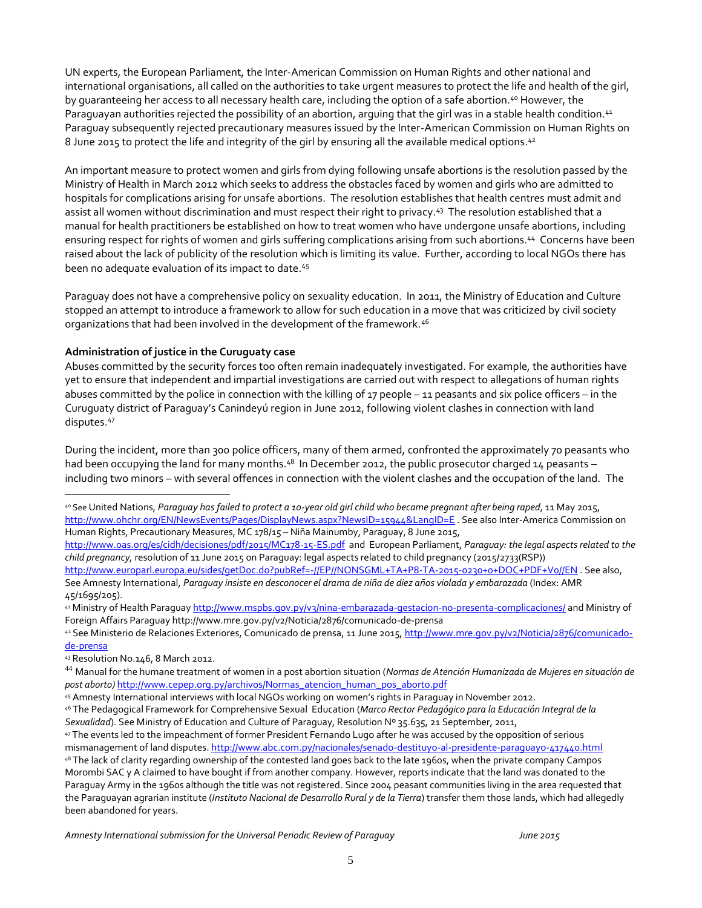UN experts, the European Parliament, the Inter-American Commission on Human Rights and other national and international organisations, all called on the authorities to take urgent measures to protect the life and health of the girl, by guaranteeing her access to all necessary health care, including the option of a safe abortion.[40] However, the Paraguayan authorities rejected the possibility of an abortion, arguing that the girl was in a stable health condition.[41] Paraguay subsequently rejected precautionary measures issued by the Inter-American Commission on Human Rights on 8 June 2015 to protect the life and integrity of the girl by ensuring all the available medical options.[42]

An important measure to protect women and girls from dying following unsafe abortions is the resolution passed by the Ministry of Health in March 2012 which seeks to address the obstacles faced by women and girls who are admitted to hospitals for complications arising for unsafe abortions. The resolution establishes that health centres must admit and assist all women without discrimination and must respect their right to privacy.[43] The resolution established that a manual for health practitioners be established on how to treat women who have undergone unsafe abortions, including ensuring respect for rights of women and girls suffering complications arising from such abortions.[44] Concerns have been raised about the lack of publicity of the resolution which is limiting its value. Further, according to local NGOs there has been no adequate evaluation of its impact to date.[45]

Paraguay does not have a comprehensive policy on sexuality education. In 2011, the Ministry of Education and Culture stopped an attempt to introduce a framework to allow for such education in a move that was criticized by civil society organizations that had been involved in the development of the framework.[46]

**Administration of justice in the Curuguaty case**

Abuses committed by the security forces too often remain inadequately investigated. For example, the authorities have yet to ensure that independent and impartial investigations are carried out with respect to allegations of human rights abuses committed by the police in connection with the killing of 17 people – 11 peasants and six police officers – in the Curuguaty district of Paraguay's Canindeyú region in June 2012, following violent clashes in connection with land disputes.[47]

During the incident, more than 300 police officers, many of them armed, confronted the approximately 70 peasants who had been occupying the land for many months.[48] In December 2012, the public prosecutor charged 14 peasants – including two minors – with several offences in connection with the violent clashes and the occupation of the land. The

---

[40] See United Nations, *Paraguay has failed to protect a 10-year old girl child who became pregnant after being raped*, 11 May 2015, http://www.ohchr.org/EN/NewsEvents/Pages/DisplayNews.aspx?NewsID=15944&LangID=E . See also Inter-America Commission on Human Rights, Precautionary Measures, MC 178/15 – Niña Mainumby, Paraguay, 8 June 2015, http://www.oas.org/es/cidh/decisiones/pdf/2015/MC178-15-ES.pdf and European Parliament, *Paraguay: the legal aspects related to the child pregnancy,* resolution of 11 June 2015 on Paraguay: legal aspects related to child pregnancy (2015/2733(RSP)) http://www.europarl.europa.eu/sides/getDoc.do?pubRef=-//EP//NONSGML+TA+P8-TA-2015-0230+0+DOC+PDF+V0//EN . See also, See Amnesty International, *Paraguay insiste en desconocer el drama de niña de diez años violada y embarazada* (Index: AMR 45/1695/205).

[41] Ministry of Health Paraguay http://www.mspbs.gov.py/v3/nina-embarazada-gestacion-no-presenta-complicaciones/ and Ministry of Foreign Affairs Paraguay http://www.mre.gov.py/v2/Noticia/2876/comunicado-de-prensa

[42] See Ministerio de Relaciones Exteriores, Comunicado de prensa, 11 June 2015, http://www.mre.gov.py/v2/Noticia/2876/comunicado-de-prensa

[43] Resolution No.146, 8 March 2012.

[44] Manual for the humane treatment of women in a post abortion situation (*Normas de Atención Humanizada de Mujeres en situación de post aborto)* http://www.cepep.org.py/archivos/Normas_atencion_human_pos_aborto.pdf

[45] Amnesty International interviews with local NGOs working on women's rights in Paraguay in November 2012.

[46] The Pedagogical Framework for Comprehensive Sexual Education (*Marco Rector Pedagógico para la Educación Integral de la Sexualidad*). See Ministry of Education and Culture of Paraguay, Resolution Nº 35.635, 21 September, 2011,

[47] The events led to the impeachment of former President Fernando Lugo after he was accused by the opposition of serious mismanagement of land disputes. http://www.abc.com.py/nacionales/senado-destituyo-al-presidente-paraguayo-417440.html

[48] The lack of clarity regarding ownership of the contested land goes back to the late 1960s, when the private company Campos Morombi SAC y A claimed to have bought if from another company. However, reports indicate that the land was donated to the Paraguay Army in the 1960s although the title was not registered. Since 2004 peasant communities living in the area requested that the Paraguayan agrarian institute (*Instituto Nacional de Desarrollo Rural y de la Tierra*) transfer them those lands, which had allegedly been abandoned for years.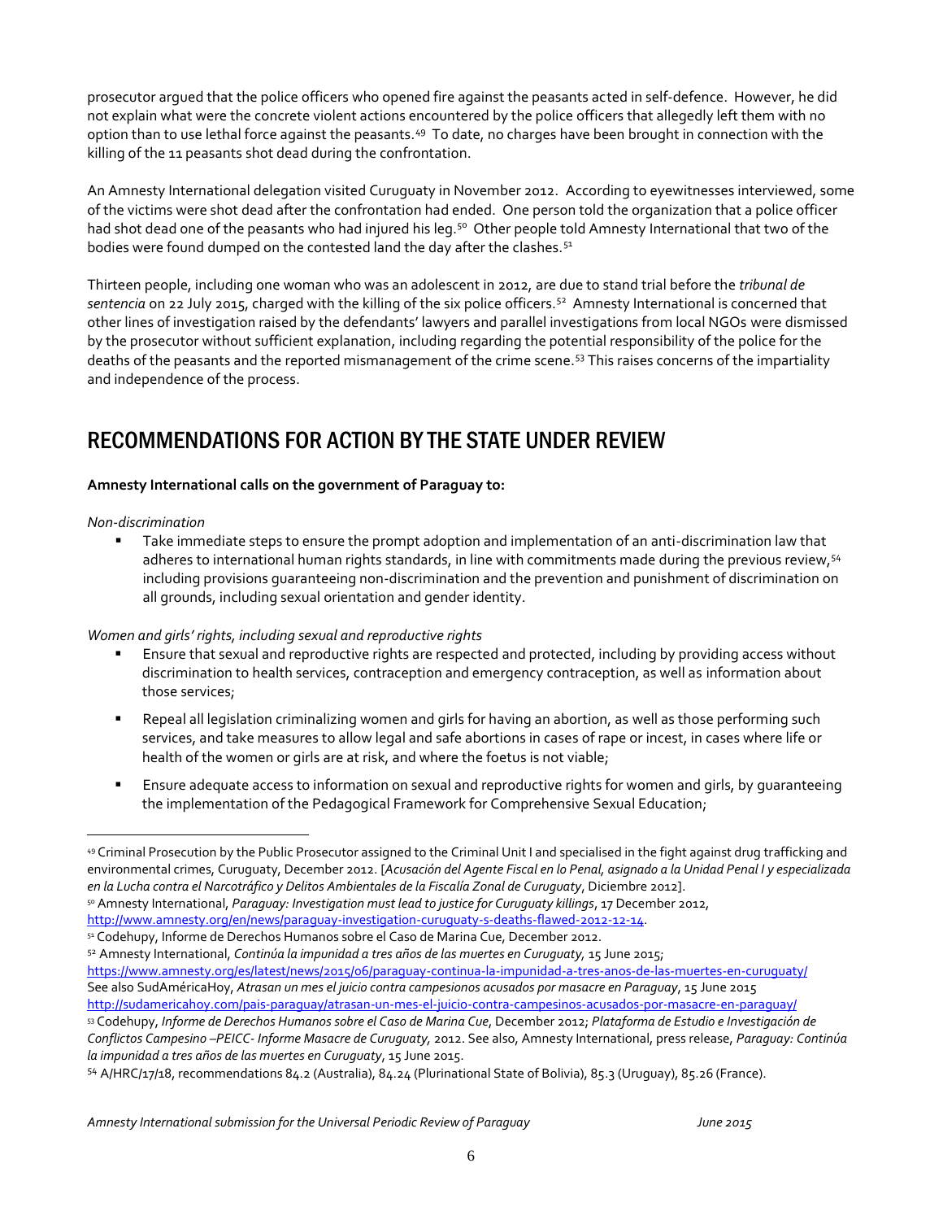prosecutor argued that the police officers who opened fire against the peasants acted in self-defence. However, he did not explain what were the concrete violent actions encountered by the police officers that allegedly left them with no option than to use lethal force against the peasants.[49] To date, no charges have been brought in connection with the killing of the 11 peasants shot dead during the confrontation.

An Amnesty International delegation visited Curuguaty in November 2012. According to eyewitnesses interviewed, some of the victims were shot dead after the confrontation had ended. One person told the organization that a police officer had shot dead one of the peasants who had injured his leg.[50] Other people told Amnesty International that two of the bodies were found dumped on the contested land the day after the clashes.[51]

Thirteen people, including one woman who was an adolescent in 2012, are due to stand trial before the *tribunal de sentencia* on 22 July 2015, charged with the killing of the six police officers.[52] Amnesty International is concerned that other lines of investigation raised by the defendants' lawyers and parallel investigations from local NGOs were dismissed by the prosecutor without sufficient explanation, including regarding the potential responsibility of the police for the deaths of the peasants and the reported mismanagement of the crime scene.[53] This raises concerns of the impartiality and independence of the process.

## RECOMMENDATIONS FOR ACTION BY THE STATE UNDER REVIEW

**Amnesty International calls on the government of Paraguay to:**

*Non-discrimination*

- Take immediate steps to ensure the prompt adoption and implementation of an anti-discrimination law that adheres to international human rights standards, in line with commitments made during the previous review,[54] including provisions guaranteeing non-discrimination and the prevention and punishment of discrimination on all grounds, including sexual orientation and gender identity.

*Women and girls' rights, including sexual and reproductive rights*

- Ensure that sexual and reproductive rights are respected and protected, including by providing access without discrimination to health services, contraception and emergency contraception, as well as information about those services;
- Repeal all legislation criminalizing women and girls for having an abortion, as well as those performing such services, and take measures to allow legal and safe abortions in cases of rape or incest, in cases where life or health of the women or girls are at risk, and where the foetus is not viable;
- Ensure adequate access to information on sexual and reproductive rights for women and girls, by guaranteeing the implementation of the Pedagogical Framework for Comprehensive Sexual Education;

---

[49] Criminal Prosecution by the Public Prosecutor assigned to the Criminal Unit I and specialised in the fight against drug trafficking and environmental crimes, Curuguaty, December 2012. [*Acusación del Agente Fiscal en lo Penal, asignado a la Unidad Penal I y especializada en la Lucha contra el Narcotráfico y Delitos Ambientales de la Fiscalía Zonal de Curuguaty*, Diciembre 2012].

[50] Amnesty International, *Paraguay: Investigation must lead to justice for Curuguaty killings*, 17 December 2012, http://www.amnesty.org/en/news/paraguay-investigation-curuguaty-s-deaths-flawed-2012-12-14.

[51] Codehupy, Informe de Derechos Humanos sobre el Caso de Marina Cue, December 2012.

[52] Amnesty International, *Continúa la impunidad a tres años de las muertes en Curuguaty,* 15 June 2015; https://www.amnesty.org/es/latest/news/2015/06/paraguay-continua-la-impunidad-a-tres-anos-de-las-muertes-en-curuguaty/ See also SudAméricaHoy, *Atrasan un mes el juicio contra campesionos acusados por masacre en Paraguay*, 15 June 2015 http://sudamericahoy.com/pais-paraguay/atrasan-un-mes-el-juicio-contra-campesinos-acusados-por-masacre-en-paraguay/

[53] Codehupy, *Informe de Derechos Humanos sobre el Caso de Marina Cue*, December 2012; *Plataforma de Estudio e Investigación de Conflictos Campesino –PEICC- Informe Masacre de Curuguaty,* 2012. See also, Amnesty International, press release, *Paraguay: Continúa la impunidad a tres años de las muertes en Curuguaty*, 15 June 2015.

[54] A/HRC/17/18, recommendations 84.2 (Australia), 84.24 (Plurinational State of Bolivia), 85.3 (Uruguay), 85.26 (France).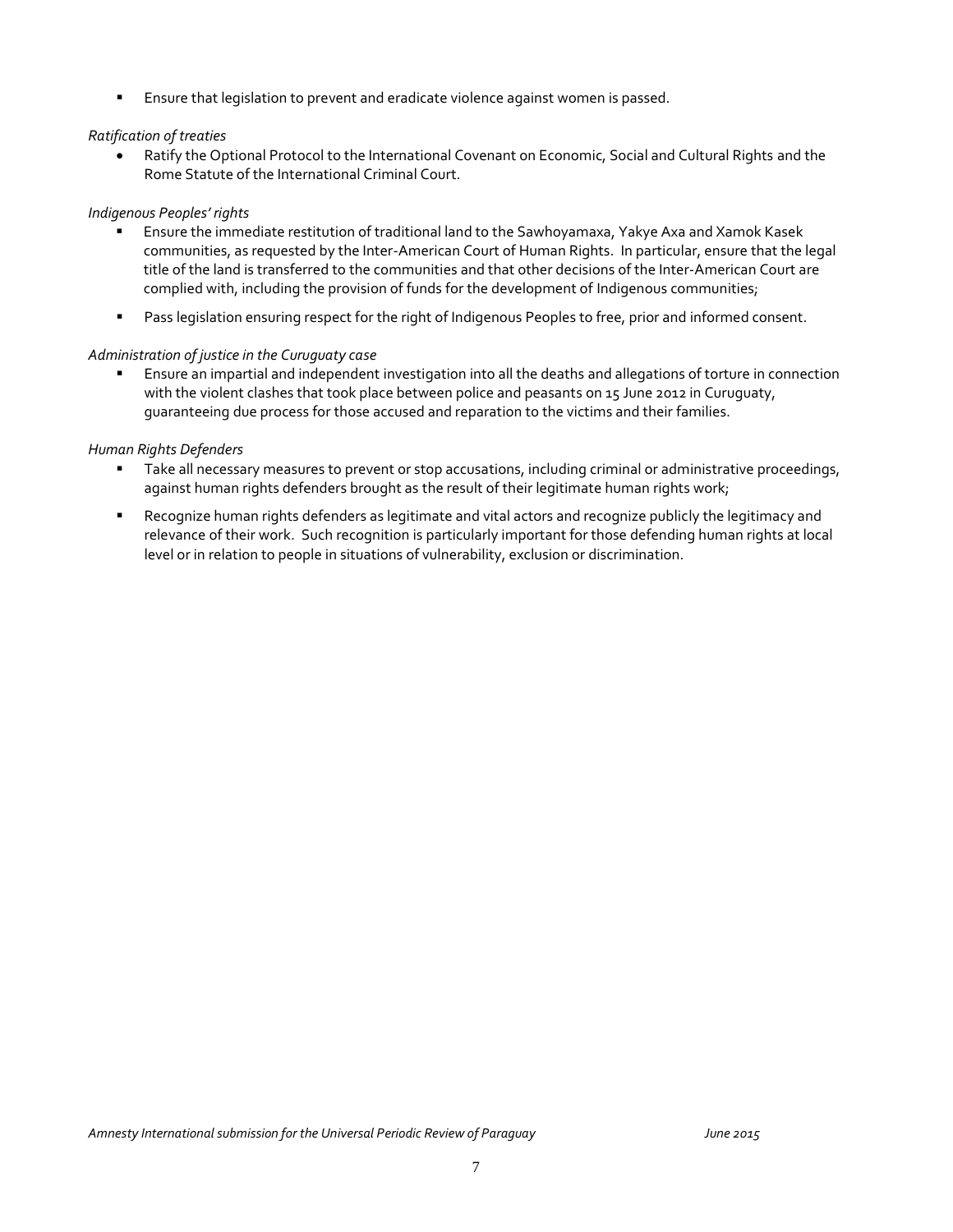- Ensure that legislation to prevent and eradicate violence against women is passed.

*Ratification of treaties*

- Ratify the Optional Protocol to the International Covenant on Economic, Social and Cultural Rights and the Rome Statute of the International Criminal Court.

*Indigenous Peoples' rights*

- Ensure the immediate restitution of traditional land to the Sawhoyamaxa, Yakye Axa and Xamok Kasek communities, as requested by the Inter-American Court of Human Rights. In particular, ensure that the legal title of the land is transferred to the communities and that other decisions of the Inter-American Court are complied with, including the provision of funds for the development of Indigenous communities;
- Pass legislation ensuring respect for the right of Indigenous Peoples to free, prior and informed consent.

*Administration of justice in the Curuguaty case*

- Ensure an impartial and independent investigation into all the deaths and allegations of torture in connection with the violent clashes that took place between police and peasants on 15 June 2012 in Curuguaty, guaranteeing due process for those accused and reparation to the victims and their families.

*Human Rights Defenders*

- Take all necessary measures to prevent or stop accusations, including criminal or administrative proceedings, against human rights defenders brought as the result of their legitimate human rights work;
- Recognize human rights defenders as legitimate and vital actors and recognize publicly the legitimacy and relevance of their work. Such recognition is particularly important for those defending human rights at local level or in relation to people in situations of vulnerability, exclusion or discrimination.